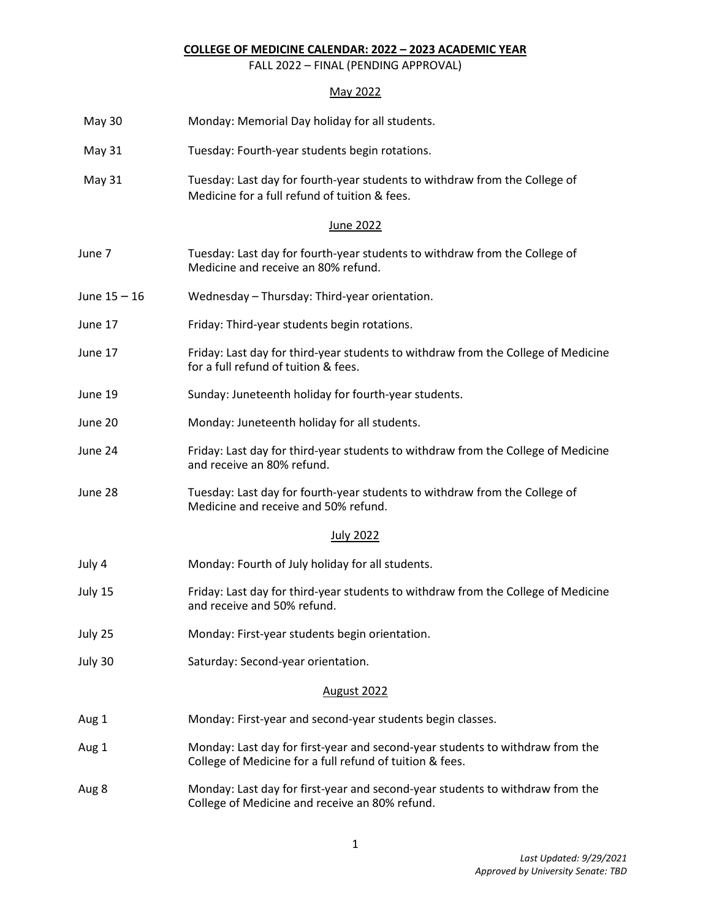**COLLEGE OF MEDICINE CALENDAR: 2022 – 2023 ACADEMIC YEAR**

FALL 2022 – FINAL (PENDING APPROVAL)

May 2022

| | |
|---|---|
| May 30 | Monday: Memorial Day holiday for all students. |
| May 31 | Tuesday: Fourth-year students begin rotations. |
| May 31 | Tuesday: Last day for fourth-year students to withdraw from the College of Medicine for a full refund of tuition & fees. |

June 2022

| | |
|---|---|
| June 7 | Tuesday: Last day for fourth-year students to withdraw from the College of Medicine and receive an 80% refund. |
| June 15 – 16 | Wednesday – Thursday: Third-year orientation. |
| June 17 | Friday: Third-year students begin rotations. |
| June 17 | Friday: Last day for third-year students to withdraw from the College of Medicine for a full refund of tuition & fees. |
| June 19 | Sunday: Juneteenth holiday for fourth-year students. |
| June 20 | Monday: Juneteenth holiday for all students. |
| June 24 | Friday: Last day for third-year students to withdraw from the College of Medicine and receive an 80% refund. |
| June 28 | Tuesday: Last day for fourth-year students to withdraw from the College of Medicine and receive and 50% refund. |

July 2022

| | |
|---|---|
| July 4 | Monday: Fourth of July holiday for all students. |
| July 15 | Friday: Last day for third-year students to withdraw from the College of Medicine and receive and 50% refund. |
| July 25 | Monday: First-year students begin orientation. |
| July 30 | Saturday: Second-year orientation. |

August 2022

| | |
|---|---|
| Aug 1 | Monday: First-year and second-year students begin classes. |
| Aug 1 | Monday: Last day for first-year and second-year students to withdraw from the College of Medicine for a full refund of tuition & fees. |
| Aug 8 | Monday: Last day for first-year and second-year students to withdraw from the College of Medicine and receive an 80% refund. |

*Last Updated: 9/29/2021*
*Approved by University Senate: TBD*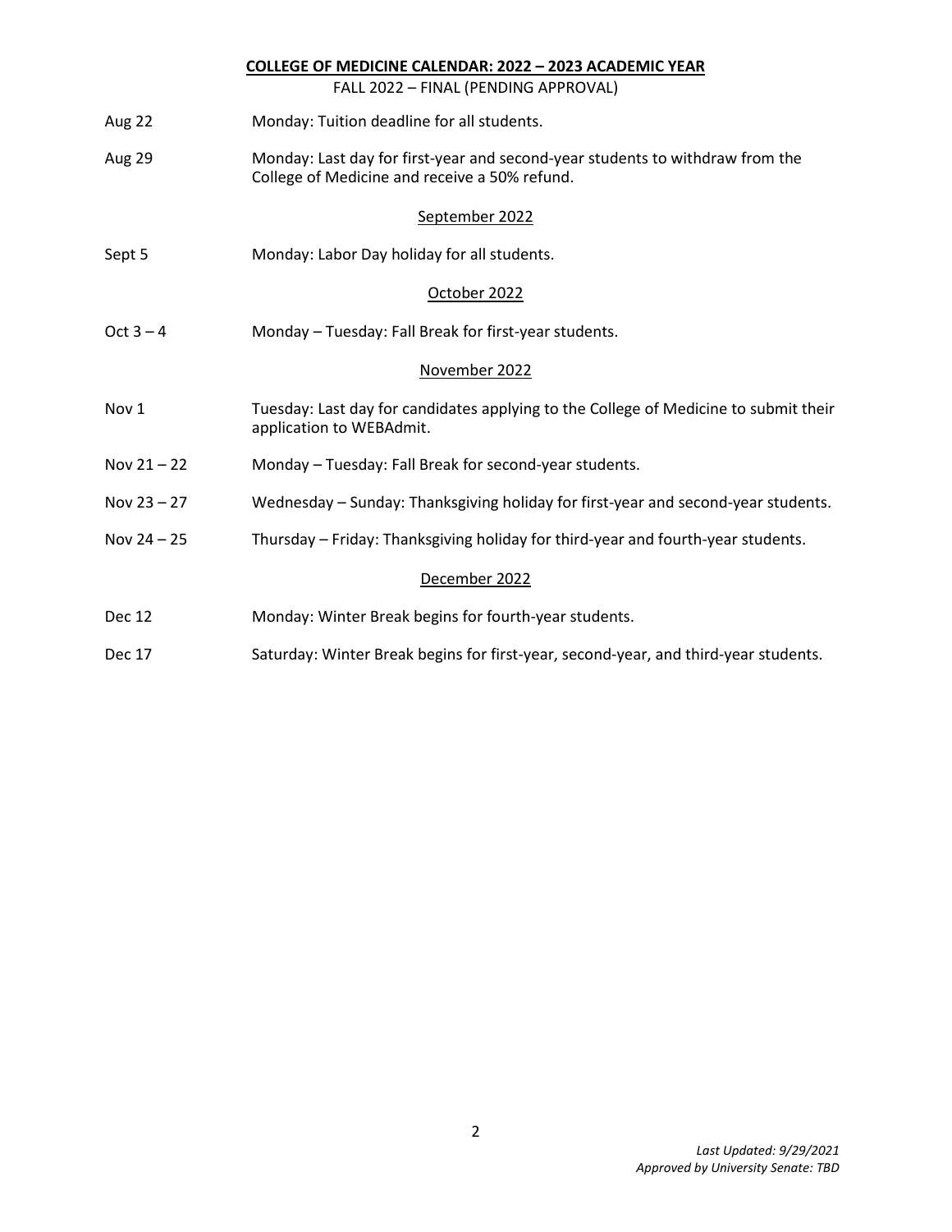## COLLEGE OF MEDICINE CALENDAR: 2022 – 2023 ACADEMIC YEAR

FALL 2022 – FINAL (PENDING APPROVAL)

| | |
|---|---|
| Aug 22 | Monday: Tuition deadline for all students. |
| Aug 29 | Monday: Last day for first-year and second-year students to withdraw from the College of Medicine and receive a 50% refund. |

### September 2022

| | |
|---|---|
| Sept 5 | Monday: Labor Day holiday for all students. |

### October 2022

| | |
|---|---|
| Oct 3 – 4 | Monday – Tuesday: Fall Break for first-year students. |

### November 2022

| | |
|---|---|
| Nov 1 | Tuesday: Last day for candidates applying to the College of Medicine to submit their application to WEBAdmit. |
| Nov 21 – 22 | Monday – Tuesday: Fall Break for second-year students. |
| Nov 23 – 27 | Wednesday – Sunday: Thanksgiving holiday for first-year and second-year students. |
| Nov 24 – 25 | Thursday – Friday: Thanksgiving holiday for third-year and fourth-year students. |

### December 2022

| | |
|---|---|
| Dec 12 | Monday: Winter Break begins for fourth-year students. |
| Dec 17 | Saturday: Winter Break begins for first-year, second-year, and third-year students. |

*Last Updated: 9/29/2021*
*Approved by University Senate: TBD*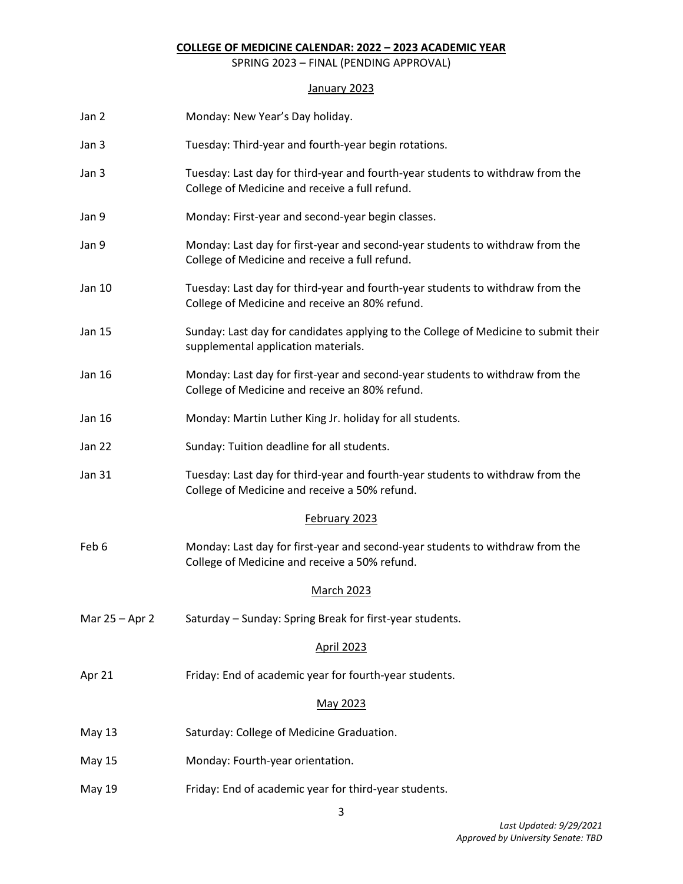**COLLEGE OF MEDICINE CALENDAR: 2022 – 2023 ACADEMIC YEAR**

SPRING 2023 – FINAL (PENDING APPROVAL)

## January 2023

| | |
|---|---|
| Jan 2 | Monday: New Year's Day holiday. |
| Jan 3 | Tuesday: Third-year and fourth-year begin rotations. |
| Jan 3 | Tuesday: Last day for third-year and fourth-year students to withdraw from the College of Medicine and receive a full refund. |
| Jan 9 | Monday: First-year and second-year begin classes. |
| Jan 9 | Monday: Last day for first-year and second-year students to withdraw from the College of Medicine and receive a full refund. |
| Jan 10 | Tuesday: Last day for third-year and fourth-year students to withdraw from the College of Medicine and receive an 80% refund. |
| Jan 15 | Sunday: Last day for candidates applying to the College of Medicine to submit their supplemental application materials. |
| Jan 16 | Monday: Last day for first-year and second-year students to withdraw from the College of Medicine and receive an 80% refund. |
| Jan 16 | Monday: Martin Luther King Jr. holiday for all students. |
| Jan 22 | Sunday: Tuition deadline for all students. |
| Jan 31 | Tuesday: Last day for third-year and fourth-year students to withdraw from the College of Medicine and receive a 50% refund. |

## February 2023

| | |
|---|---|
| Feb 6 | Monday: Last day for first-year and second-year students to withdraw from the College of Medicine and receive a 50% refund. |

## March 2023

| | |
|---|---|
| Mar 25 – Apr 2 | Saturday – Sunday: Spring Break for first-year students. |

## April 2023

| | |
|---|---|
| Apr 21 | Friday: End of academic year for fourth-year students. |

## May 2023

| | |
|---|---|
| May 13 | Saturday: College of Medicine Graduation. |
| May 15 | Monday: Fourth-year orientation. |
| May 19 | Friday: End of academic year for third-year students. |

*Last Updated: 9/29/2021*
*Approved by University Senate: TBD*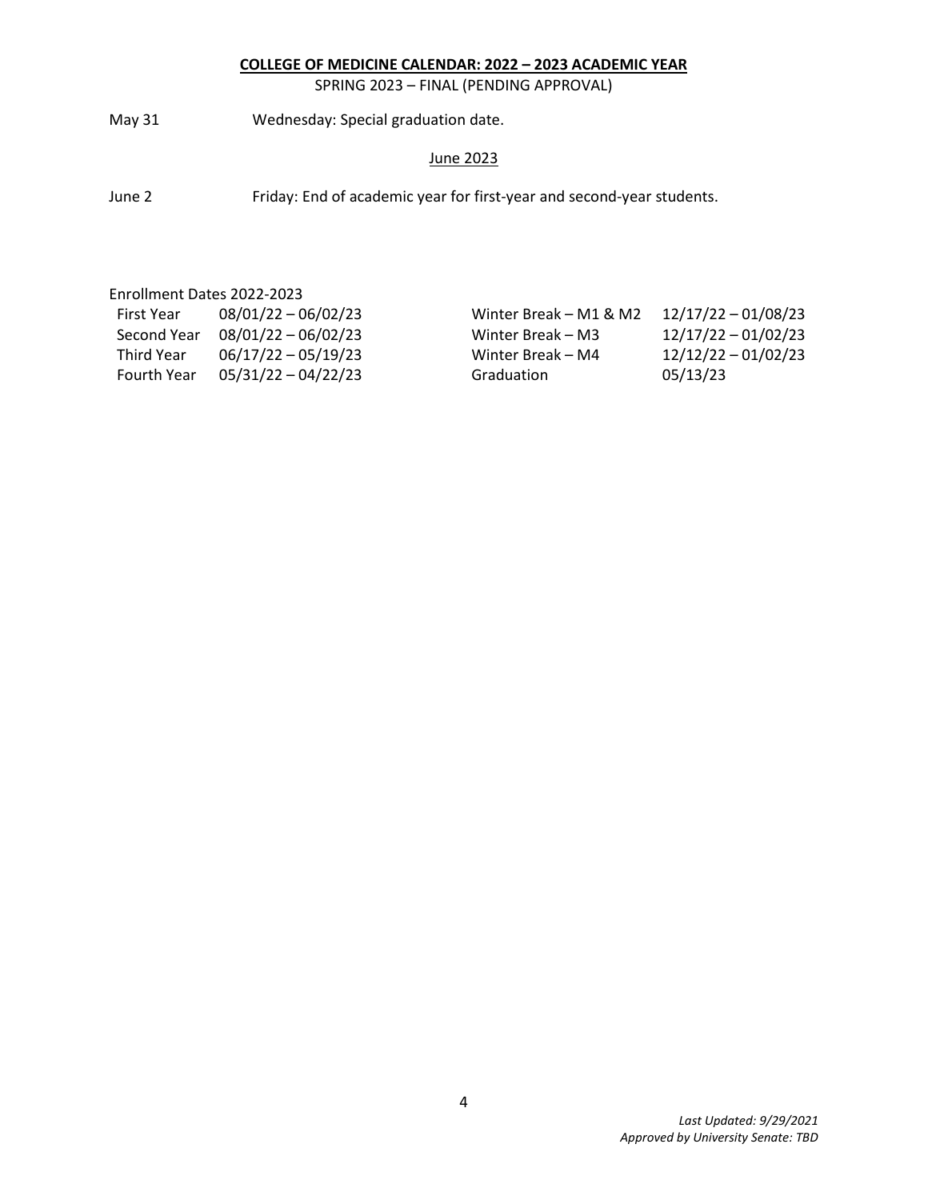**COLLEGE OF MEDICINE CALENDAR: 2022 – 2023 ACADEMIC YEAR**

SPRING 2023 – FINAL (PENDING APPROVAL)

May 31 Wednesday: Special graduation date.

June 2023

June 2 Friday: End of academic year for first-year and second-year students.

Enrollment Dates 2022-2023

| | | | |
|---|---|---|---|
| First Year | 08/01/22 – 06/02/23 | Winter Break – M1 & M2 | 12/17/22 – 01/08/23 |
| Second Year | 08/01/22 – 06/02/23 | Winter Break – M3 | 12/17/22 – 01/02/23 |
| Third Year | 06/17/22 – 05/19/23 | Winter Break – M4 | 12/12/22 – 01/02/23 |
| Fourth Year | 05/31/22 – 04/22/23 | Graduation | 05/13/23 |

*Last Updated: 9/29/2021*
*Approved by University Senate: TBD*